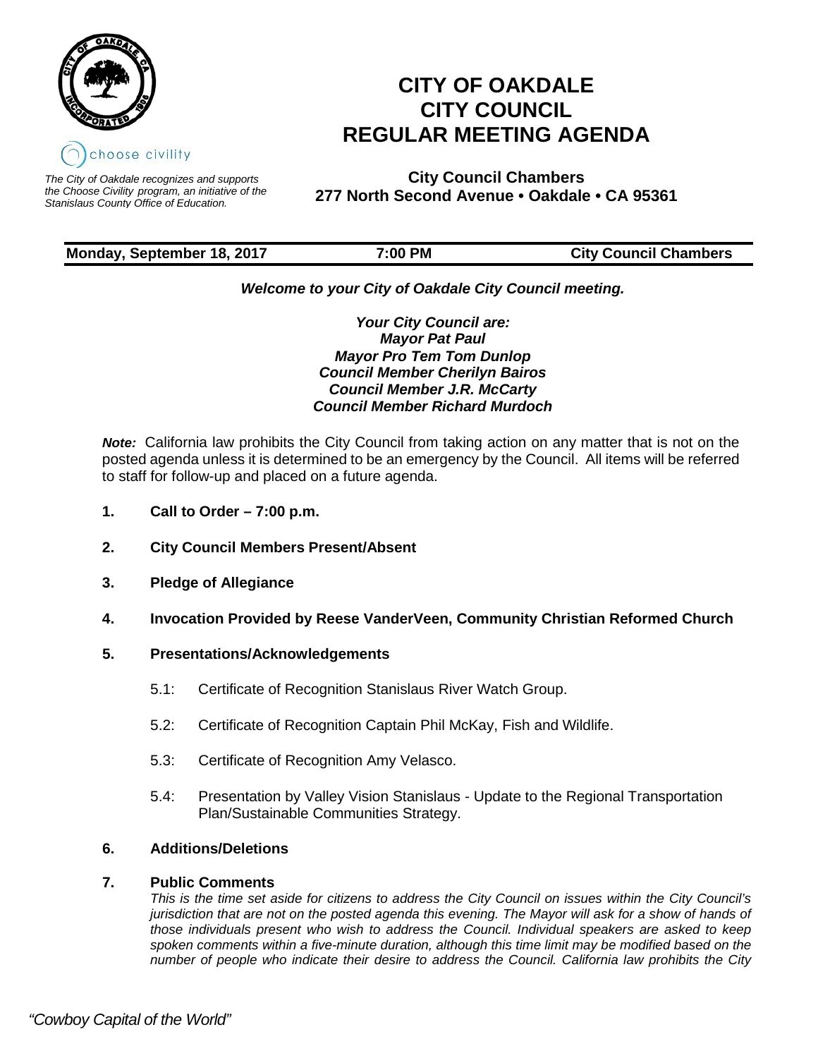choose civility

*The City of Oakdale recognizes and supports the Choose Civility program, an initiative of the Stanislaus County Office of Education.*

# CITY OF OAKDALE
# CITY COUNCIL
# REGULAR MEETING AGENDA

**City Council Chambers**
**277 North Second Avenue • Oakdale • CA 95361**

**Monday, September 18, 2017 — 7:00 PM — City Council Chambers**

***Welcome to your City of Oakdale City Council meeting.***

***Your City Council are:***
***Mayor Pat Paul***
***Mayor Pro Tem Tom Dunlop***
***Council Member Cherilyn Bairos***
***Council Member J.R. McCarty***
***Council Member Richard Murdoch***

***Note:*** California law prohibits the City Council from taking action on any matter that is not on the posted agenda unless it is determined to be an emergency by the Council. All items will be referred to staff for follow-up and placed on a future agenda.

**1. Call to Order – 7:00 p.m.**

**2. City Council Members Present/Absent**

**3. Pledge of Allegiance**

**4. Invocation Provided by Reese VanderVeen, Community Christian Reformed Church**

**5. Presentations/Acknowledgements**

5.1: Certificate of Recognition Stanislaus River Watch Group.

5.2: Certificate of Recognition Captain Phil McKay, Fish and Wildlife.

5.3: Certificate of Recognition Amy Velasco.

5.4: Presentation by Valley Vision Stanislaus - Update to the Regional Transportation Plan/Sustainable Communities Strategy.

**6. Additions/Deletions**

**7. Public Comments**

*This is the time set aside for citizens to address the City Council on issues within the City Council's jurisdiction that are not on the posted agenda this evening. The Mayor will ask for a show of hands of those individuals present who wish to address the Council. Individual speakers are asked to keep spoken comments within a five-minute duration, although this time limit may be modified based on the number of people who indicate their desire to address the Council. California law prohibits the City*

*"Cowboy Capital of the World"*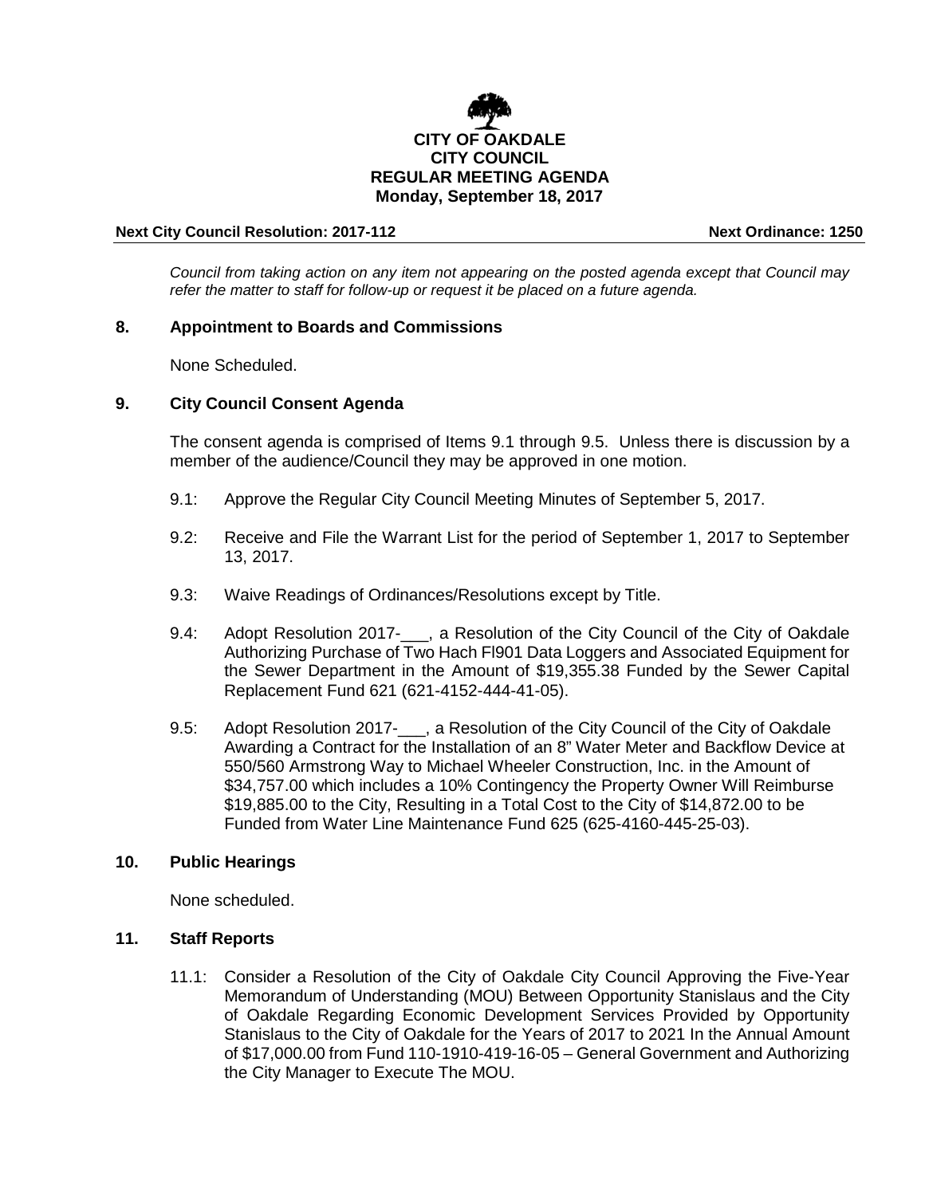*Council from taking action on any item not appearing on the posted agenda except that Council may refer the matter to staff for follow-up or request it be placed on a future agenda.*

## 8. Appointment to Boards and Commissions

None Scheduled.

## 9. City Council Consent Agenda

The consent agenda is comprised of Items 9.1 through 9.5. Unless there is discussion by a member of the audience/Council they may be approved in one motion.

9.1: Approve the Regular City Council Meeting Minutes of September 5, 2017.

9.2: Receive and File the Warrant List for the period of September 1, 2017 to September 13, 2017.

9.3: Waive Readings of Ordinances/Resolutions except by Title.

9.4: Adopt Resolution 2017-___, a Resolution of the City Council of the City of Oakdale Authorizing Purchase of Two Hach Fl901 Data Loggers and Associated Equipment for the Sewer Department in the Amount of $19,355.38 Funded by the Sewer Capital Replacement Fund 621 (621-4152-444-41-05).

9.5: Adopt Resolution 2017-___, a Resolution of the City Council of the City of Oakdale Awarding a Contract for the Installation of an 8" Water Meter and Backflow Device at 550/560 Armstrong Way to Michael Wheeler Construction, Inc. in the Amount of $34,757.00 which includes a 10% Contingency the Property Owner Will Reimburse $19,885.00 to the City, Resulting in a Total Cost to the City of $14,872.00 to be Funded from Water Line Maintenance Fund 625 (625-4160-445-25-03).

## 10. Public Hearings

None scheduled.

## 11. Staff Reports

11.1: Consider a Resolution of the City of Oakdale City Council Approving the Five-Year Memorandum of Understanding (MOU) Between Opportunity Stanislaus and the City of Oakdale Regarding Economic Development Services Provided by Opportunity Stanislaus to the City of Oakdale for the Years of 2017 to 2021 In the Annual Amount of $17,000.00 from Fund 110-1910-419-16-05 – General Government and Authorizing the City Manager to Execute The MOU.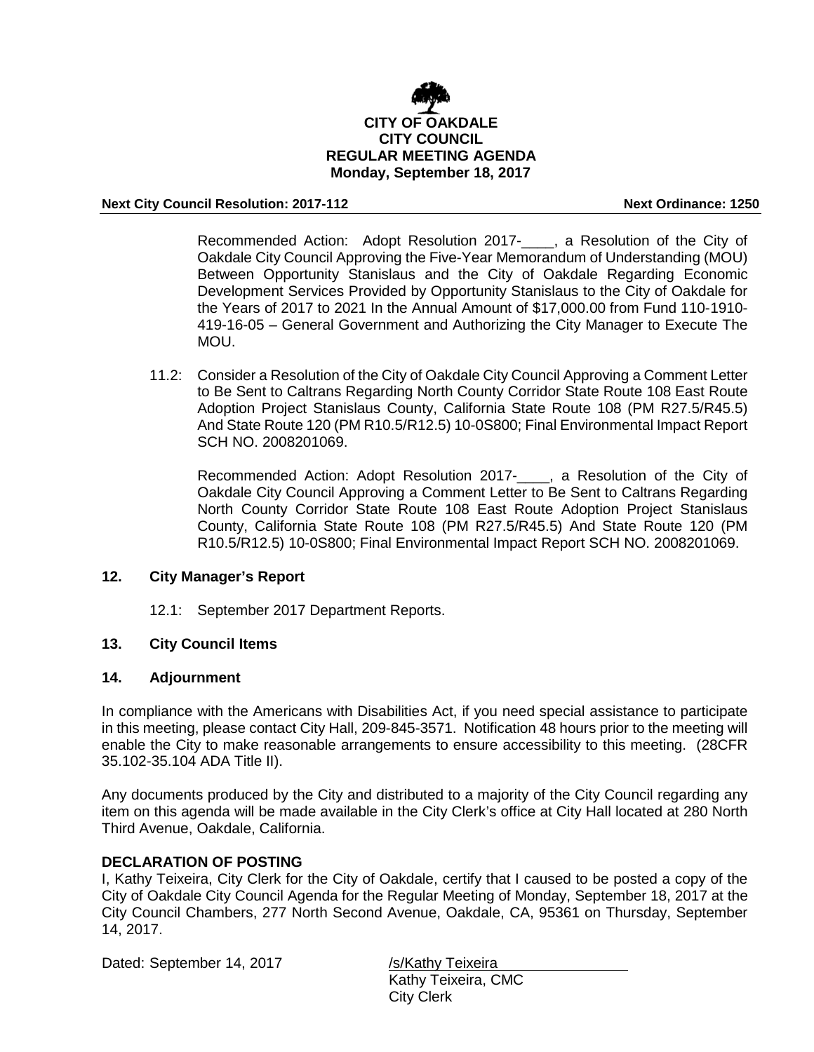Recommended Action: Adopt Resolution 2017-____, a Resolution of the City of Oakdale City Council Approving the Five-Year Memorandum of Understanding (MOU) Between Opportunity Stanislaus and the City of Oakdale Regarding Economic Development Services Provided by Opportunity Stanislaus to the City of Oakdale for the Years of 2017 to 2021 In the Annual Amount of $17,000.00 from Fund 110-1910-419-16-05 – General Government and Authorizing the City Manager to Execute The MOU.

11.2: Consider a Resolution of the City of Oakdale City Council Approving a Comment Letter to Be Sent to Caltrans Regarding North County Corridor State Route 108 East Route Adoption Project Stanislaus County, California State Route 108 (PM R27.5/R45.5) And State Route 120 (PM R10.5/R12.5) 10-0S800; Final Environmental Impact Report SCH NO. 2008201069.

Recommended Action: Adopt Resolution 2017-____, a Resolution of the City of Oakdale City Council Approving a Comment Letter to Be Sent to Caltrans Regarding North County Corridor State Route 108 East Route Adoption Project Stanislaus County, California State Route 108 (PM R27.5/R45.5) And State Route 120 (PM R10.5/R12.5) 10-0S800; Final Environmental Impact Report SCH NO. 2008201069.

## 12. City Manager's Report

12.1: September 2017 Department Reports.

## 13. City Council Items

## 14. Adjournment

In compliance with the Americans with Disabilities Act, if you need special assistance to participate in this meeting, please contact City Hall, 209-845-3571. Notification 48 hours prior to the meeting will enable the City to make reasonable arrangements to ensure accessibility to this meeting. (28CFR 35.102-35.104 ADA Title II).

Any documents produced by the City and distributed to a majority of the City Council regarding any item on this agenda will be made available in the City Clerk's office at City Hall located at 280 North Third Avenue, Oakdale, California.

**DECLARATION OF POSTING**

I, Kathy Teixeira, City Clerk for the City of Oakdale, certify that I caused to be posted a copy of the City of Oakdale City Council Agenda for the Regular Meeting of Monday, September 18, 2017 at the City Council Chambers, 277 North Second Avenue, Oakdale, CA, 95361 on Thursday, September 14, 2017.

Dated: September 14, 2017

/s/Kathy Teixeira
Kathy Teixeira, CMC
City Clerk